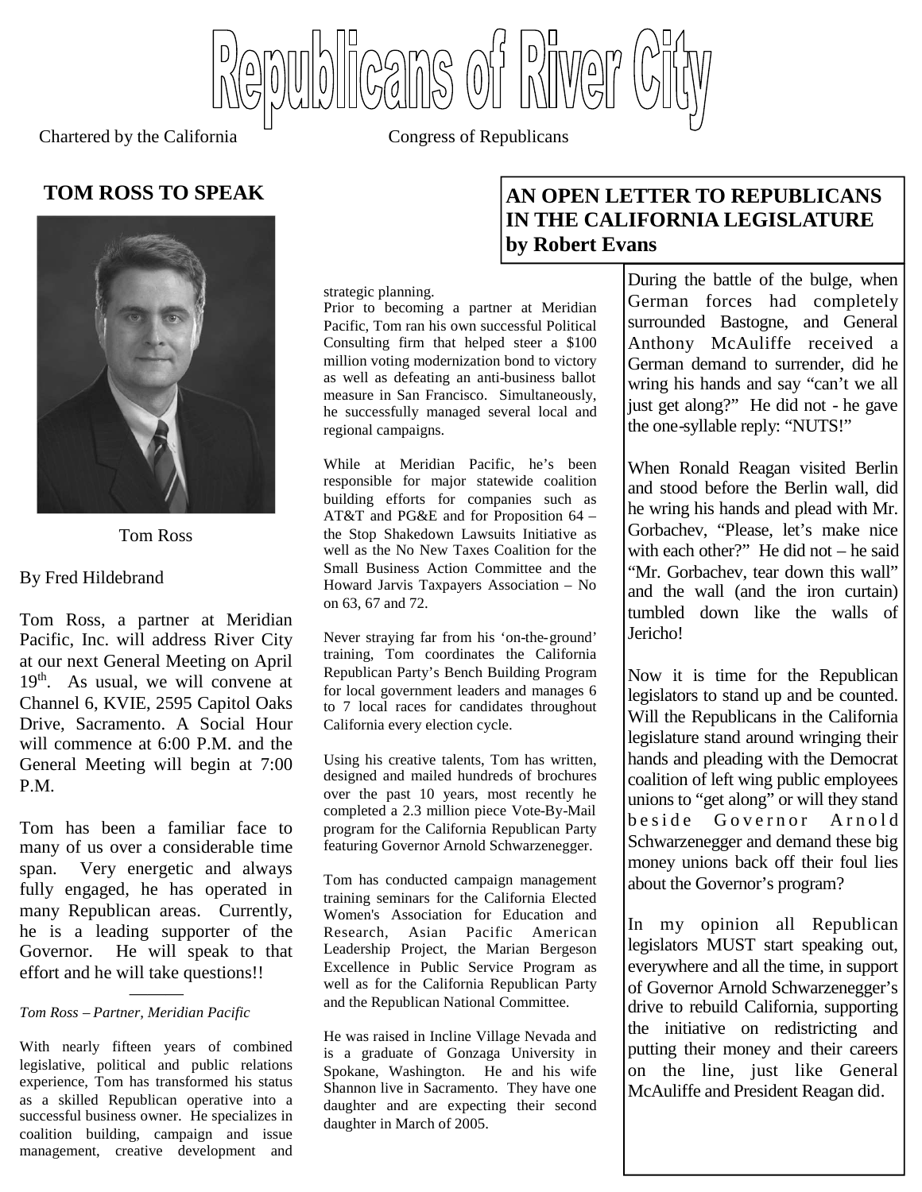# Republicans of River City

Chartered by the California Congress of Republicans

## TOM ROSS TO SPEAK

Tom Ross

By Fred Hildebrand

Tom Ross, a partner at Meridian Pacific, Inc. will address River City at our next General Meeting on April 19th. As usual, we will convene at Channel 6, KVIE, 2595 Capitol Oaks Drive, Sacramento. A Social Hour will commence at 6:00 P.M. and the General Meeting will begin at 7:00 P.M.

Tom has been a familiar face to many of us over a considerable time span. Very energetic and always fully engaged, he has operated in many Republican areas. Currently, he is a leading supporter of the Governor. He will speak to that effort and he will take questions!!

---

*Tom Ross – Partner, Meridian Pacific*

With nearly fifteen years of combined legislative, political and public relations experience, Tom has transformed his status as a skilled Republican operative into a successful business owner. He specializes in coalition building, campaign and issue management, creative development and strategic planning.

Prior to becoming a partner at Meridian Pacific, Tom ran his own successful Political Consulting firm that helped steer a $100 million voting modernization bond to victory as well as defeating an anti-business ballot measure in San Francisco. Simultaneously, he successfully managed several local and regional campaigns.

While at Meridian Pacific, he's been responsible for major statewide coalition building efforts for companies such as AT&T and PG&E and for Proposition 64 – the Stop Shakedown Lawsuits Initiative as well as the No New Taxes Coalition for the Small Business Action Committee and the Howard Jarvis Taxpayers Association – No on 63, 67 and 72.

Never straying far from his 'on-the-ground' training, Tom coordinates the California Republican Party's Bench Building Program for local government leaders and manages 6 to 7 local races for candidates throughout California every election cycle.

Using his creative talents, Tom has written, designed and mailed hundreds of brochures over the past 10 years, most recently he completed a 2.3 million piece Vote-By-Mail program for the California Republican Party featuring Governor Arnold Schwarzenegger.

Tom has conducted campaign management training seminars for the California Elected Women's Association for Education and Research, Asian Pacific American Leadership Project, the Marian Bergeson Excellence in Public Service Program as well as for the California Republican Party and the Republican National Committee.

He was raised in Incline Village Nevada and is a graduate of Gonzaga University in Spokane, Washington. He and his wife Shannon live in Sacramento. They have one daughter and are expecting their second daughter in March of 2005.

## AN OPEN LETTER TO REPUBLICANS IN THE CALIFORNIA LEGISLATURE by Robert Evans

During the battle of the bulge, when German forces had completely surrounded Bastogne, and General Anthony McAuliffe received a German demand to surrender, did he wring his hands and say "can't we all just get along?" He did not - he gave the one-syllable reply: "NUTS!"

When Ronald Reagan visited Berlin and stood before the Berlin wall, did he wring his hands and plead with Mr. Gorbachev, "Please, let's make nice with each other?" He did not – he said "Mr. Gorbachev, tear down this wall" and the wall (and the iron curtain) tumbled down like the walls of Jericho!

Now it is time for the Republican legislators to stand up and be counted. Will the Republicans in the California legislature stand around wringing their hands and pleading with the Democrat coalition of left wing public employees unions to "get along" or will they stand beside Governor Arnold Schwarzenegger and demand these big money unions back off their foul lies about the Governor's program?

In my opinion all Republican legislators MUST start speaking out, everywhere and all the time, in support of Governor Arnold Schwarzenegger's drive to rebuild California, supporting the initiative on redistricting and putting their money and their careers on the line, just like General McAuliffe and President Reagan did.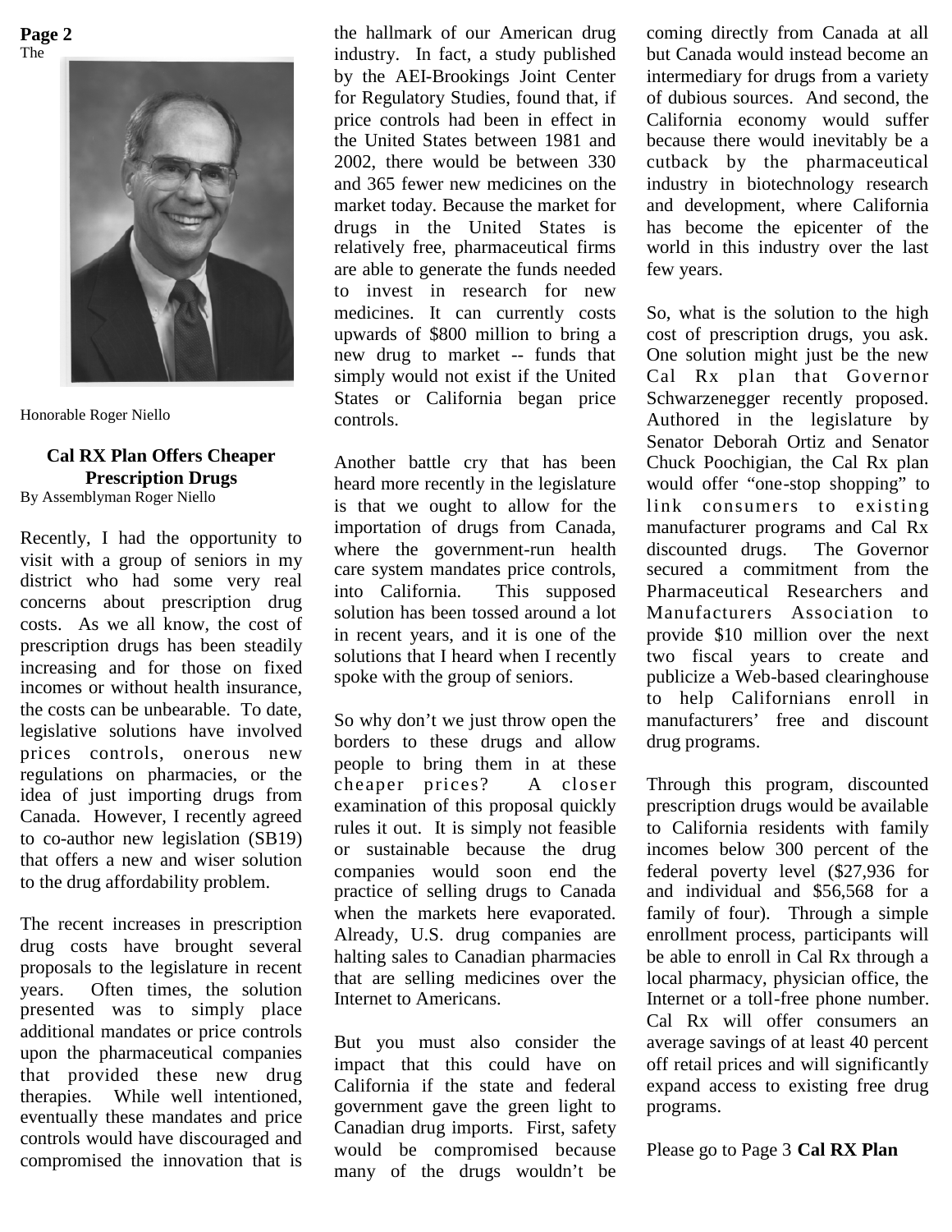The

Honorable Roger Niello

## Cal RX Plan Offers Cheaper Prescription Drugs

By Assemblyman Roger Niello

Recently, I had the opportunity to visit with a group of seniors in my district who had some very real concerns about prescription drug costs. As we all know, the cost of prescription drugs has been steadily increasing and for those on fixed incomes or without health insurance, the costs can be unbearable. To date, legislative solutions have involved prices controls, onerous new regulations on pharmacies, or the idea of just importing drugs from Canada. However, I recently agreed to co-author new legislation (SB19) that offers a new and wiser solution to the drug affordability problem.

The recent increases in prescription drug costs have brought several proposals to the legislature in recent years. Often times, the solution presented was to simply place additional mandates or price controls upon the pharmaceutical companies that provided these new drug therapies. While well intentioned, eventually these mandates and price controls would have discouraged and compromised the innovation that is the hallmark of our American drug industry. In fact, a study published by the AEI-Brookings Joint Center for Regulatory Studies, found that, if price controls had been in effect in the United States between 1981 and 2002, there would be between 330 and 365 fewer new medicines on the market today. Because the market for drugs in the United States is relatively free, pharmaceutical firms are able to generate the funds needed to invest in research for new medicines. It can currently costs upwards of $800 million to bring a new drug to market -- funds that simply would not exist if the United States or California began price controls.

Another battle cry that has been heard more recently in the legislature is that we ought to allow for the importation of drugs from Canada, where the government-run health care system mandates price controls, into California. This supposed solution has been tossed around a lot in recent years, and it is one of the solutions that I heard when I recently spoke with the group of seniors.

So why don't we just throw open the borders to these drugs and allow people to bring them in at these cheaper prices? A closer examination of this proposal quickly rules it out. It is simply not feasible or sustainable because the drug companies would soon end the practice of selling drugs to Canada when the markets here evaporated. Already, U.S. drug companies are halting sales to Canadian pharmacies that are selling medicines over the Internet to Americans.

But you must also consider the impact that this could have on California if the state and federal government gave the green light to Canadian drug imports. First, safety would be compromised because many of the drugs wouldn't be coming directly from Canada at all but Canada would instead become an intermediary for drugs from a variety of dubious sources. And second, the California economy would suffer because there would inevitably be a cutback by the pharmaceutical industry in biotechnology research and development, where California has become the epicenter of the world in this industry over the last few years.

So, what is the solution to the high cost of prescription drugs, you ask. One solution might just be the new Cal Rx plan that Governor Schwarzenegger recently proposed. Authored in the legislature by Senator Deborah Ortiz and Senator Chuck Poochigian, the Cal Rx plan would offer "one-stop shopping" to link consumers to existing manufacturer programs and Cal Rx discounted drugs. The Governor secured a commitment from the Pharmaceutical Researchers and Manufacturers Association to provide $10 million over the next two fiscal years to create and publicize a Web-based clearinghouse to help Californians enroll in manufacturers' free and discount drug programs.

Through this program, discounted prescription drugs would be available to California residents with family incomes below 300 percent of the federal poverty level ($27,936 for and individual and $56,568 for a family of four). Through a simple enrollment process, participants will be able to enroll in Cal Rx through a local pharmacy, physician office, the Internet or a toll-free phone number. Cal Rx will offer consumers an average savings of at least 40 percent off retail prices and will significantly expand access to existing free drug programs.

Please go to Page 3 **Cal RX Plan**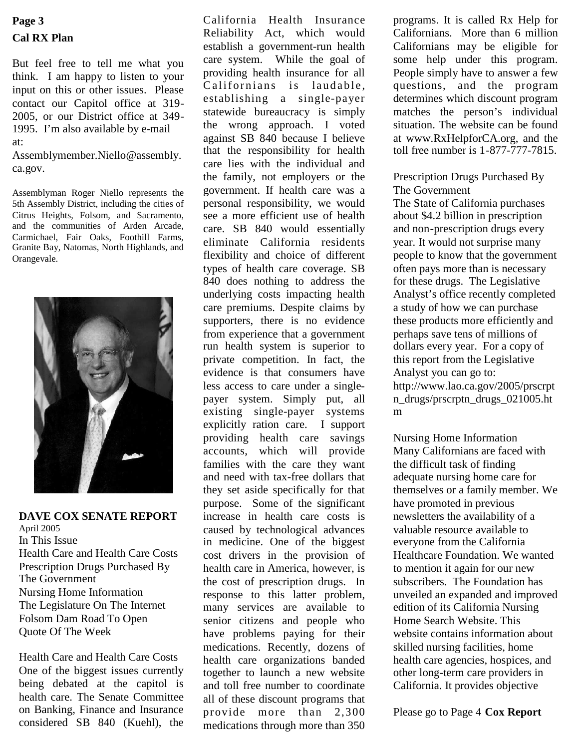**Cal RX Plan**

But feel free to tell me what you think. I am happy to listen to your input on this or other issues. Please contact our Capitol office at 319-2005, or our District office at 349-1995. I'm also available by e-mail at:

Assemblymember.Niello@assembly.ca.gov.

Assemblyman Roger Niello represents the 5th Assembly District, including the cities of Citrus Heights, Folsom, and Sacramento, and the communities of Arden Arcade, Carmichael, Fair Oaks, Foothill Farms, Granite Bay, Natomas, North Highlands, and Orangevale.

**DAVE COX SENATE REPORT**

April 2005

In This Issue

- Health Care and Health Care Costs
- Prescription Drugs Purchased By The Government
- Nursing Home Information
- The Legislature On The Internet
- Folsom Dam Road To Open
- Quote Of The Week

Health Care and Health Care Costs

One of the biggest issues currently being debated at the capitol is health care. The Senate Committee on Banking, Finance and Insurance considered SB 840 (Kuehl), the California Health Insurance Reliability Act, which would establish a government-run health care system. While the goal of providing health insurance for all Californians is laudable, establishing a single-payer statewide bureaucracy is simply the wrong approach. I voted against SB 840 because I believe that the responsibility for health care lies with the individual and the family, not employers or the government. If health care was a personal responsibility, we would see a more efficient use of health care. SB 840 would essentially eliminate California residents flexibility and choice of different types of health care coverage. SB 840 does nothing to address the underlying costs impacting health care premiums. Despite claims by supporters, there is no evidence from experience that a government run health system is superior to private competition. In fact, the evidence is that consumers have less access to care under a single-payer system. Simply put, all existing single-payer systems explicitly ration care. I support providing health care savings accounts, which will provide families with the care they want and need with tax-free dollars that they set aside specifically for that purpose. Some of the significant increase in health care costs is caused by technological advances in medicine. One of the biggest cost drivers in the provision of health care in America, however, is the cost of prescription drugs. In response to this latter problem, many services are available to senior citizens and people who have problems paying for their medications. Recently, dozens of health care organizations banded together to launch a new website and toll free number to coordinate all of these discount programs that provide more than 2,300 medications through more than 350 programs. It is called Rx Help for Californians. More than 6 million Californians may be eligible for some help under this program. People simply have to answer a few questions, and the program determines which discount program matches the person's individual situation. The website can be found at www.RxHelpforCA.org, and the toll free number is 1-877-777-7815.

Prescription Drugs Purchased By The Government

The State of California purchases about $4.2 billion in prescription and non-prescription drugs every year. It would not surprise many people to know that the government often pays more than is necessary for these drugs. The Legislative Analyst's office recently completed a study of how we can purchase these products more efficiently and perhaps save tens of millions of dollars every year. For a copy of this report from the Legislative Analyst you can go to: http://www.lao.ca.gov/2005/prscrptn_drugs/prscrptn_drugs_021005.htm

Nursing Home Information

Many Californians are faced with the difficult task of finding adequate nursing home care for themselves or a family member. We have promoted in previous newsletters the availability of a valuable resource available to everyone from the California Healthcare Foundation. We wanted to mention it again for our new subscribers. The Foundation has unveiled an expanded and improved edition of its California Nursing Home Search Website. This website contains information about skilled nursing facilities, home health care agencies, hospices, and other long-term care providers in California. It provides objective

Please go to Page 4 **Cox Report**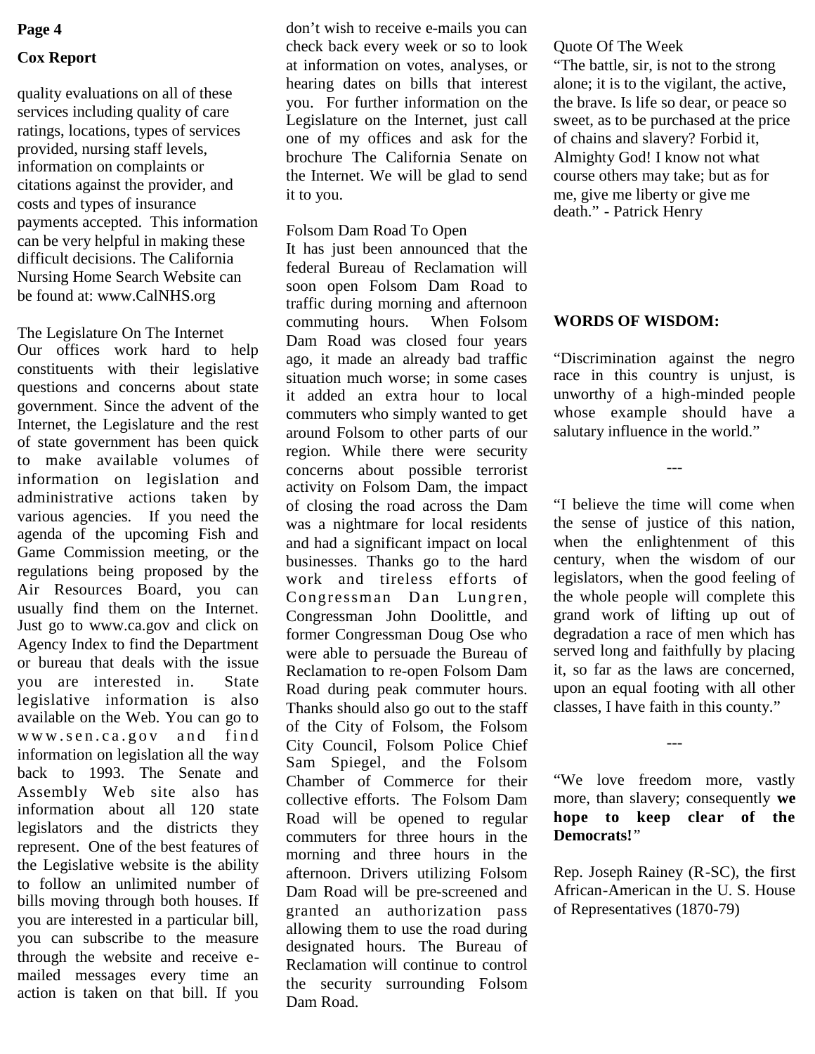quality evaluations on all of these services including quality of care ratings, locations, types of services provided, nursing staff levels, information on complaints or citations against the provider, and costs and types of insurance payments accepted. This information can be very helpful in making these difficult decisions. The California Nursing Home Search Website can be found at: www.CalNHS.org

### The Legislature On The Internet

Our offices work hard to help constituents with their legislative questions and concerns about state government. Since the advent of the Internet, the Legislature and the rest of state government has been quick to make available volumes of information on legislation and administrative actions taken by various agencies. If you need the agenda of the upcoming Fish and Game Commission meeting, or the regulations being proposed by the Air Resources Board, you can usually find them on the Internet. Just go to www.ca.gov and click on Agency Index to find the Department or bureau that deals with the issue you are interested in. State legislative information is also available on the Web. You can go to www.sen.ca.gov and find information on legislation all the way back to 1993. The Senate and Assembly Web site also has information about all 120 state legislators and the districts they represent. One of the best features of the Legislative website is the ability to follow an unlimited number of bills moving through both houses. If you are interested in a particular bill, you can subscribe to the measure through the website and receive e-mailed messages every time an action is taken on that bill. If you don't wish to receive e-mails you can check back every week or so to look at information on votes, analyses, or hearing dates on bills that interest you. For further information on the Legislature on the Internet, just call one of my offices and ask for the brochure The California Senate on the Internet. We will be glad to send it to you.

### Folsom Dam Road To Open

It has just been announced that the federal Bureau of Reclamation will soon open Folsom Dam Road to traffic during morning and afternoon commuting hours. When Folsom Dam Road was closed four years ago, it made an already bad traffic situation much worse; in some cases it added an extra hour to local commuters who simply wanted to get around Folsom to other parts of our region. While there were security concerns about possible terrorist activity on Folsom Dam, the impact of closing the road across the Dam was a nightmare for local residents and had a significant impact on local businesses. Thanks go to the hard work and tireless efforts of Congressman Dan Lungren, Congressman John Doolittle, and former Congressman Doug Ose who were able to persuade the Bureau of Reclamation to re-open Folsom Dam Road during peak commuter hours. Thanks should also go out to the staff of the City of Folsom, the Folsom City Council, Folsom Police Chief Sam Spiegel, and the Folsom Chamber of Commerce for their collective efforts. The Folsom Dam Road will be opened to regular commuters for three hours in the morning and three hours in the afternoon. Drivers utilizing Folsom Dam Road will be pre-screened and granted an authorization pass allowing them to use the road during designated hours. The Bureau of Reclamation will continue to control the security surrounding Folsom Dam Road.

### Quote Of The Week

"The battle, sir, is not to the strong alone; it is to the vigilant, the active, the brave. Is life so dear, or peace so sweet, as to be purchased at the price of chains and slavery? Forbid it, Almighty God! I know not what course others may take; but as for me, give me liberty or give me death." - Patrick Henry

### WORDS OF WISDOM:

"Discrimination against the negro race in this country is unjust, is unworthy of a high-minded people whose example should have a salutary influence in the world."

---

"I believe the time will come when the sense of justice of this nation, when the enlightenment of this century, when the wisdom of our legislators, when the good feeling of the whole people will complete this grand work of lifting up out of degradation a race of men which has served long and faithfully by placing it, so far as the laws are concerned, upon an equal footing with all other classes, I have faith in this county."

---

"We love freedom more, vastly more, than slavery; consequently **we hope to keep clear of the Democrats!**"

Rep. Joseph Rainey (R-SC), the first African-American in the U. S. House of Representatives (1870-79)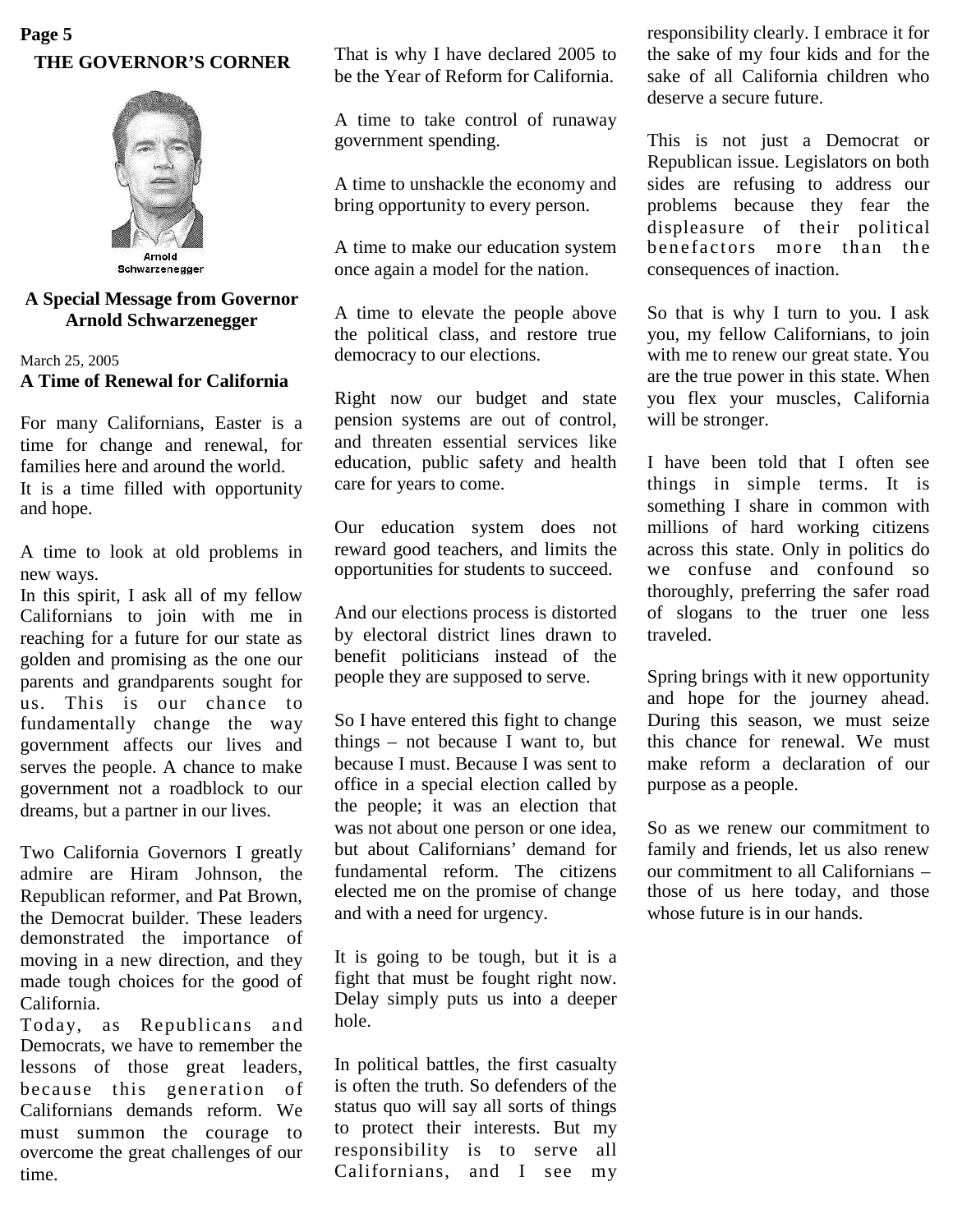## THE GOVERNOR'S CORNER

Arnold Schwarzenegger

### A Special Message from Governor Arnold Schwarzenegger

March 25, 2005

**A Time of Renewal for California**

For many Californians, Easter is a time for change and renewal, for families here and around the world. It is a time filled with opportunity and hope.

A time to look at old problems in new ways.

In this spirit, I ask all of my fellow Californians to join with me in reaching for a future for our state as golden and promising as the one our parents and grandparents sought for us. This is our chance to fundamentally change the way government affects our lives and serves the people. A chance to make government not a roadblock to our dreams, but a partner in our lives.

Two California Governors I greatly admire are Hiram Johnson, the Republican reformer, and Pat Brown, the Democrat builder. These leaders demonstrated the importance of moving in a new direction, and they made tough choices for the good of California.

Today, as Republicans and Democrats, we have to remember the lessons of those great leaders, because this generation of Californians demands reform. We must summon the courage to overcome the great challenges of our time.

That is why I have declared 2005 to be the Year of Reform for California.

A time to take control of runaway government spending.

A time to unshackle the economy and bring opportunity to every person.

A time to make our education system once again a model for the nation.

A time to elevate the people above the political class, and restore true democracy to our elections.

Right now our budget and state pension systems are out of control, and threaten essential services like education, public safety and health care for years to come.

Our education system does not reward good teachers, and limits the opportunities for students to succeed.

And our elections process is distorted by electoral district lines drawn to benefit politicians instead of the people they are supposed to serve.

So I have entered this fight to change things – not because I want to, but because I must. Because I was sent to office in a special election called by the people; it was an election that was not about one person or one idea, but about Californians' demand for fundamental reform. The citizens elected me on the promise of change and with a need for urgency.

It is going to be tough, but it is a fight that must be fought right now. Delay simply puts us into a deeper hole.

In political battles, the first casualty is often the truth. So defenders of the status quo will say all sorts of things to protect their interests. But my responsibility is to serve all Californians, and I see my responsibility clearly. I embrace it for the sake of my four kids and for the sake of all California children who deserve a secure future.

This is not just a Democrat or Republican issue. Legislators on both sides are refusing to address our problems because they fear the displeasure of their political benefactors more than the consequences of inaction.

So that is why I turn to you. I ask you, my fellow Californians, to join with me to renew our great state. You are the true power in this state. When you flex your muscles, California will be stronger.

I have been told that I often see things in simple terms. It is something I share in common with millions of hard working citizens across this state. Only in politics do we confuse and confound so thoroughly, preferring the safer road of slogans to the truer one less traveled.

Spring brings with it new opportunity and hope for the journey ahead. During this season, we must seize this chance for renewal. We must make reform a declaration of our purpose as a people.

So as we renew our commitment to family and friends, let us also renew our commitment to all Californians – those of us here today, and those whose future is in our hands.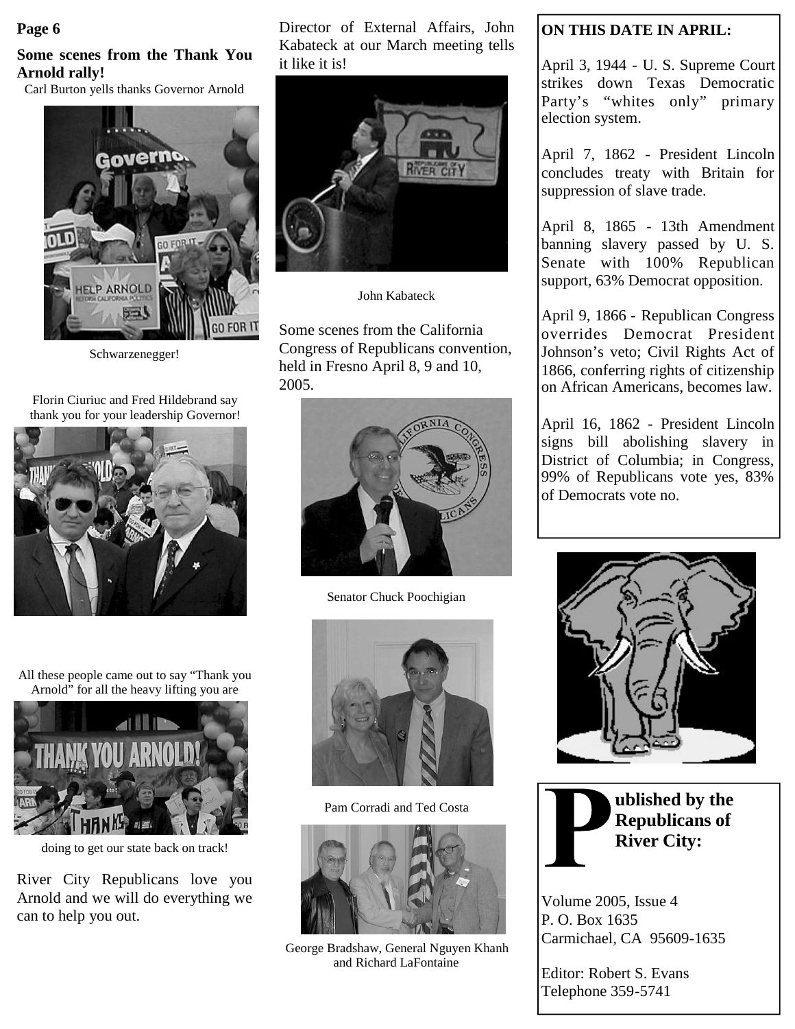**Some scenes from the Thank You Arnold rally!**

Carl Burton yells thanks Governor Arnold

Schwarzenegger!

Florin Ciuriuc and Fred Hildebrand say thank you for your leadership Governor!

All these people came out to say "Thank you Arnold" for all the heavy lifting you are

doing to get our state back on track!

River City Republicans love you Arnold and we will do everything we can to help you out.

Director of External Affairs, John Kabateck at our March meeting tells it like it is!

John Kabateck

Some scenes from the California Congress of Republicans convention, held in Fresno April 8, 9 and 10, 2005.

Senator Chuck Poochigian

Pam Corradi and Ted Costa

George Bradshaw, General Nguyen Khanh and Richard LaFontaine

**ON THIS DATE IN APRIL:**

April 3, 1944 - U. S. Supreme Court strikes down Texas Democratic Party's "whites only" primary election system.

April 7, 1862 - President Lincoln concludes treaty with Britain for suppression of slave trade.

April 8, 1865 - 13th Amendment banning slavery passed by U. S. Senate with 100% Republican support, 63% Democrat opposition.

April 9, 1866 - Republican Congress overrides Democrat President Johnson's veto; Civil Rights Act of 1866, conferring rights of citizenship on African Americans, becomes law.

April 16, 1862 - President Lincoln signs bill abolishing slavery in District of Columbia; in Congress, 99% of Republicans vote yes, 83% of Democrats vote no.

**Published by the Republicans of River City:**

Volume 2005, Issue 4
P. O. Box 1635
Carmichael, CA 95609-1635

Editor: Robert S. Evans
Telephone 359-5741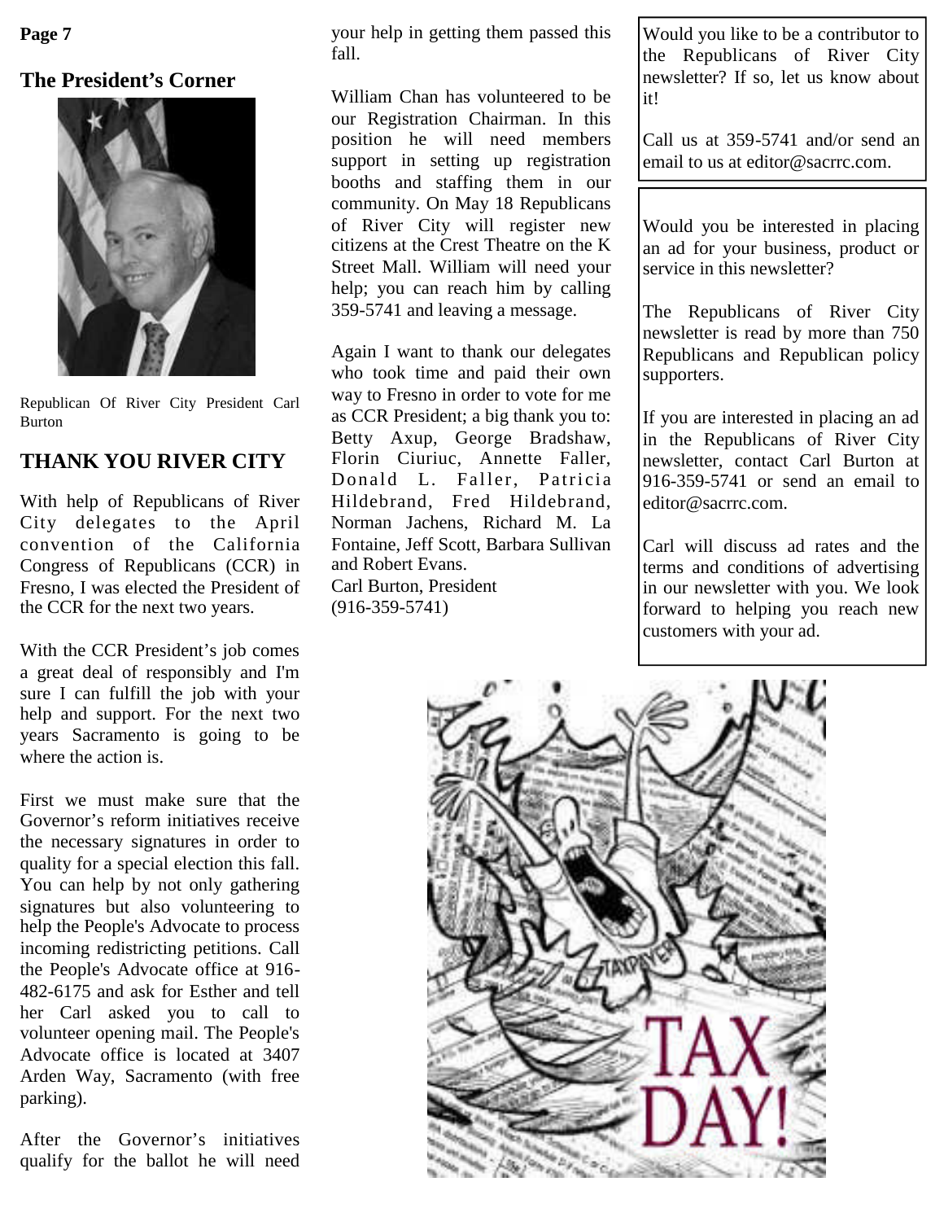## The President's Corner

Republican Of River City President Carl Burton

## THANK YOU RIVER CITY

With help of Republicans of River City delegates to the April convention of the California Congress of Republicans (CCR) in Fresno, I was elected the President of the CCR for the next two years.

With the CCR President's job comes a great deal of responsibly and I'm sure I can fulfill the job with your help and support. For the next two years Sacramento is going to be where the action is.

First we must make sure that the Governor's reform initiatives receive the necessary signatures in order to quality for a special election this fall. You can help by not only gathering signatures but also volunteering to help the People's Advocate to process incoming redistricting petitions. Call the People's Advocate office at 916-482-6175 and ask for Esther and tell her Carl asked you to call to volunteer opening mail. The People's Advocate office is located at 3407 Arden Way, Sacramento (with free parking).

After the Governor's initiatives qualify for the ballot he will need your help in getting them passed this fall.

William Chan has volunteered to be our Registration Chairman. In this position he will need members support in setting up registration booths and staffing them in our community. On May 18 Republicans of River City will register new citizens at the Crest Theatre on the K Street Mall. William will need your help; you can reach him by calling 359-5741 and leaving a message.

Again I want to thank our delegates who took time and paid their own way to Fresno in order to vote for me as CCR President; a big thank you to: Betty Axup, George Bradshaw, Florin Ciuriuc, Annette Faller, Donald L. Faller, Patricia Hildebrand, Fred Hildebrand, Norman Jachens, Richard M. La Fontaine, Jeff Scott, Barbara Sullivan and Robert Evans.

Carl Burton, President
(916-359-5741)

---

Would you like to be a contributor to the Republicans of River City newsletter? If so, let us know about it!

Call us at 359-5741 and/or send an email to us at editor@sacrrc.com.

---

Would you be interested in placing an ad for your business, product or service in this newsletter?

The Republicans of River City newsletter is read by more than 750 Republicans and Republican policy supporters.

If you are interested in placing an ad in the Republicans of River City newsletter, contact Carl Burton at 916-359-5741 or send an email to editor@sacrrc.com.

Carl will discuss ad rates and the terms and conditions of advertising in our newsletter with you. We look forward to helping you reach new customers with your ad.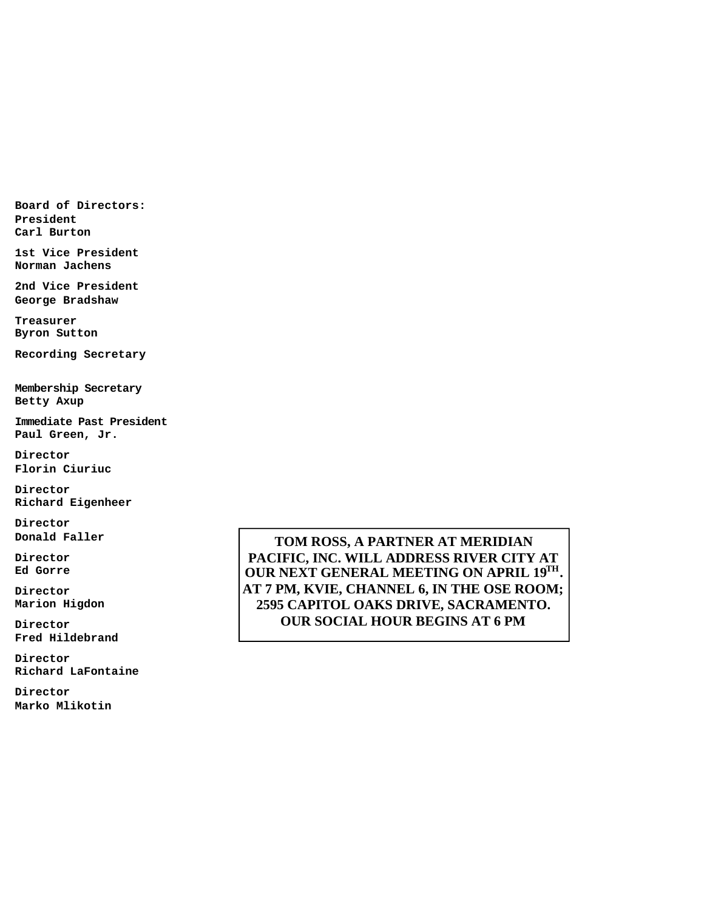**Board of Directors:**
**President**
**Carl Burton**

**1st Vice President**
**Norman Jachens**

**2nd Vice President**
**George Bradshaw**

**Treasurer**
**Byron Sutton**

**Recording Secretary**

**Membership Secretary**
**Betty Axup**

**Immediate Past President**
**Paul Green, Jr.**

**Director**
**Florin Ciuriuc**

**Director**
**Richard Eigenheer**

**Director**
**Donald Faller**

**Director**
**Ed Gorre**

**Director**
**Marion Higdon**

**Director**
**Fred Hildebrand**

**Director**
**Richard LaFontaine**

**Director**
**Marko Mlikotin**

**TOM ROSS, A PARTNER AT MERIDIAN PACIFIC, INC. WILL ADDRESS RIVER CITY AT OUR NEXT GENERAL MEETING ON APRIL 19TH. AT 7 PM, KVIE, CHANNEL 6, IN THE OSE ROOM; 2595 CAPITOL OAKS DRIVE, SACRAMENTO. OUR SOCIAL HOUR BEGINS AT 6 PM**